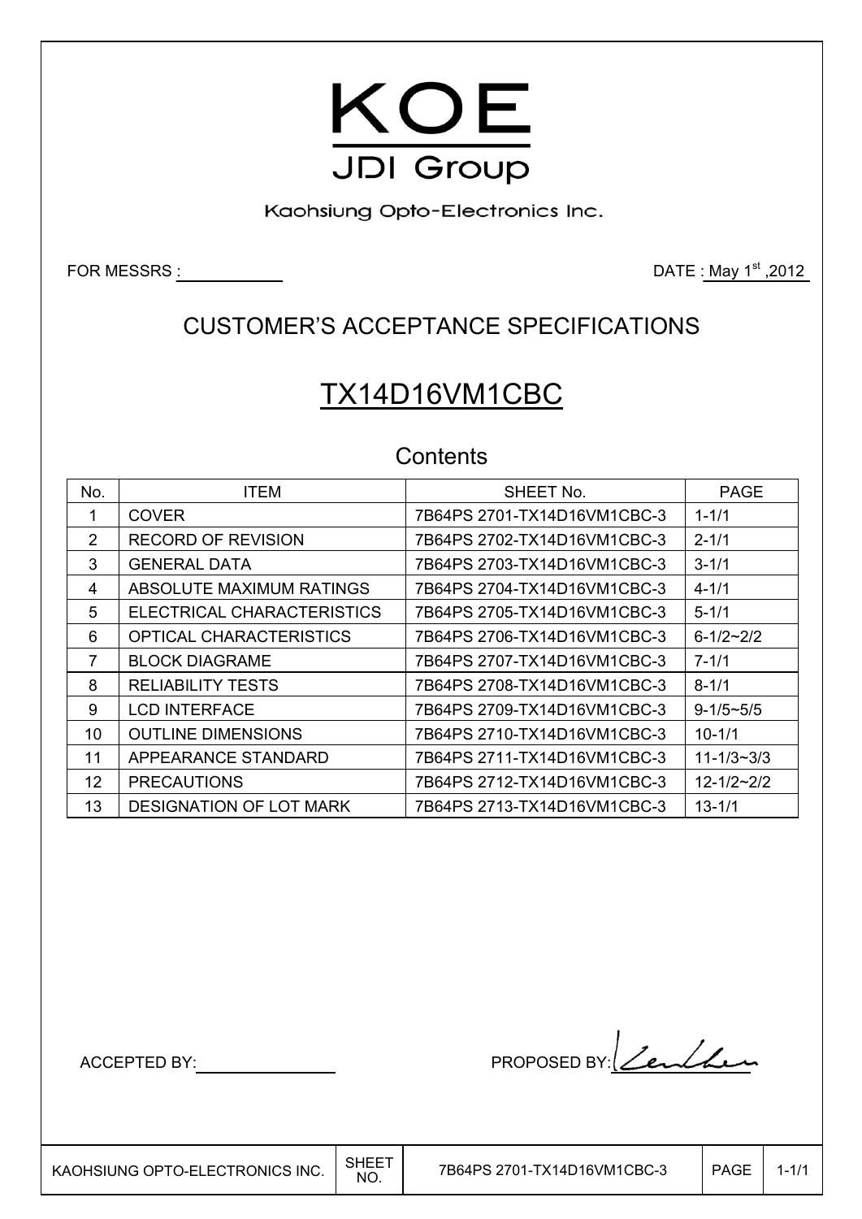# KOE

JDI Group

Kaohsiung Opto-Electronics Inc.

FOR MESSRS : ____________ DATE : May 1st ,2012

## CUSTOMER'S ACCEPTANCE SPECIFICATIONS

# TX14D16VM1CBC

### Contents

| No. | ITEM | SHEET No. | PAGE |
|---|---|---|---|
| 1 | COVER | 7B64PS 2701-TX14D16VM1CBC-3 | 1-1/1 |
| 2 | RECORD OF REVISION | 7B64PS 2702-TX14D16VM1CBC-3 | 2-1/1 |
| 3 | GENERAL DATA | 7B64PS 2703-TX14D16VM1CBC-3 | 3-1/1 |
| 4 | ABSOLUTE MAXIMUM RATINGS | 7B64PS 2704-TX14D16VM1CBC-3 | 4-1/1 |
| 5 | ELECTRICAL CHARACTERISTICS | 7B64PS 2705-TX14D16VM1CBC-3 | 5-1/1 |
| 6 | OPTICAL CHARACTERISTICS | 7B64PS 2706-TX14D16VM1CBC-3 | 6-1/2~2/2 |
| 7 | BLOCK DIAGRAME | 7B64PS 2707-TX14D16VM1CBC-3 | 7-1/1 |
| 8 | RELIABILITY TESTS | 7B64PS 2708-TX14D16VM1CBC-3 | 8-1/1 |
| 9 | LCD INTERFACE | 7B64PS 2709-TX14D16VM1CBC-3 | 9-1/5~5/5 |
| 10 | OUTLINE DIMENSIONS | 7B64PS 2710-TX14D16VM1CBC-3 | 10-1/1 |
| 11 | APPEARANCE STANDARD | 7B64PS 2711-TX14D16VM1CBC-3 | 11-1/3~3/3 |
| 12 | PRECAUTIONS | 7B64PS 2712-TX14D16VM1CBC-3 | 12-1/2~2/2 |
| 13 | DESIGNATION OF LOT MARK | 7B64PS 2713-TX14D16VM1CBC-3 | 13-1/1 |

ACCEPTED BY: ____________ PROPOSED BY: ____________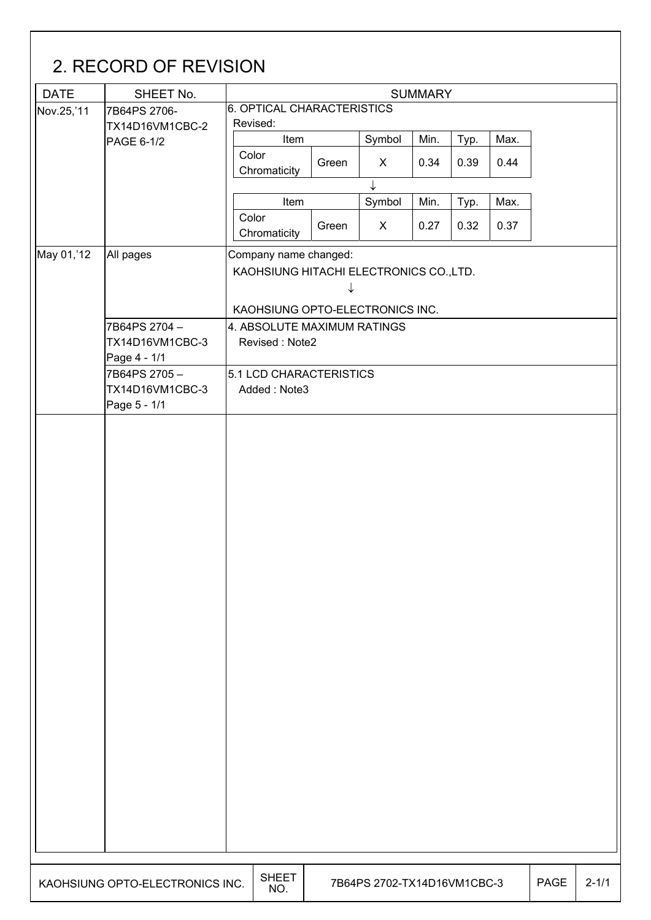## 2. RECORD OF REVISION

| DATE | SHEET No. | SUMMARY |
|---|---|---|
| Nov.25,'11 | 7B64PS 2706-TX14D16VM1CBC-2 PAGE 6-1/2 | 6. OPTICAL CHARACTERISTICS<br>Revised:<br>Item: Color Chromaticity, Green / Symbol: X / Min. 0.34 / Typ. 0.39 / Max. 0.44<br>↓<br>Item: Color Chromaticity, Green / Symbol: X / Min. 0.27 / Typ. 0.32 / Max. 0.37 |
| May 01,'12 | All pages | Company name changed:<br>KAOHSIUNG HITACHI ELECTRONICS CO.,LTD.<br>↓<br>KAOHSIUNG OPTO-ELECTRONICS INC. |
| | 7B64PS 2704 – TX14D16VM1CBC-3 Page 4 - 1/1 | 4. ABSOLUTE MAXIMUM RATINGS<br>Revised : Note2 |
| | 7B64PS 2705 – TX14D16VM1CBC-3 Page 5 - 1/1 | 5.1 LCD CHARACTERISTICS<br>Added : Note3 |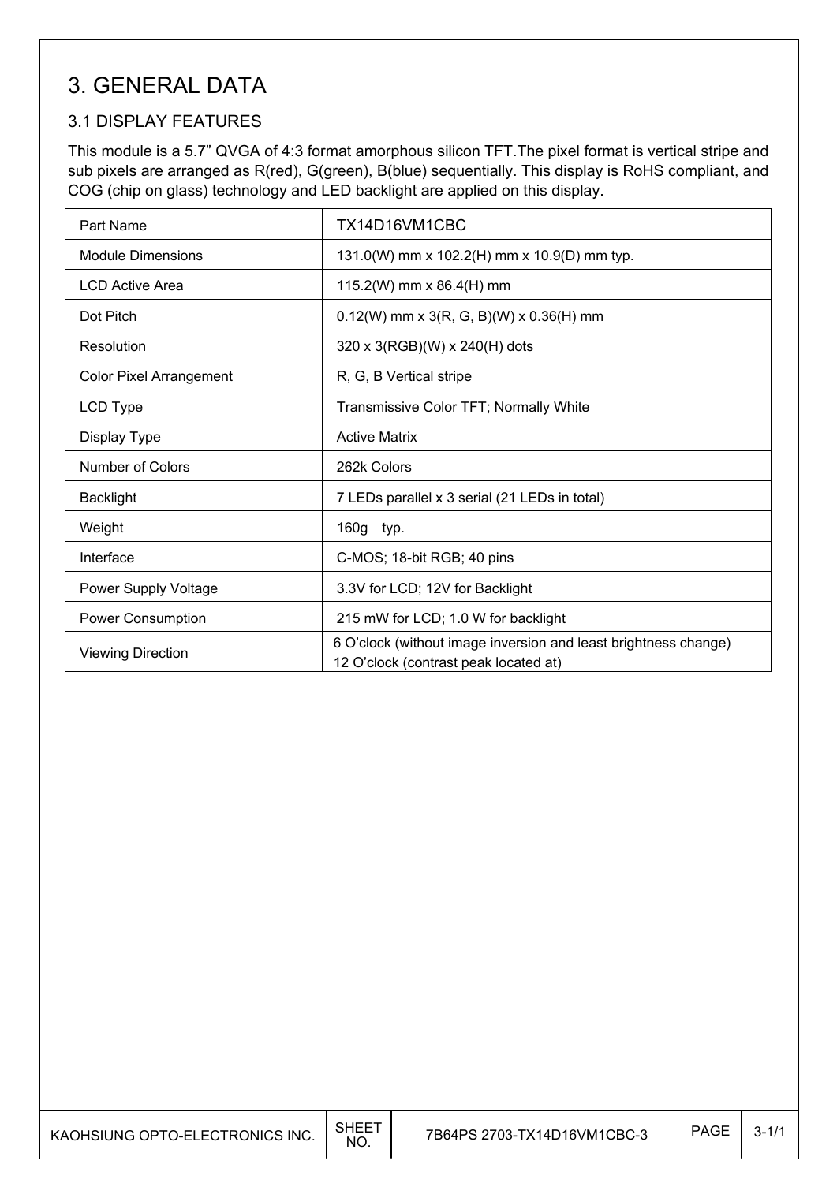# 3. GENERAL DATA

## 3.1 DISPLAY FEATURES

This module is a 5.7" QVGA of 4:3 format amorphous silicon TFT.The pixel format is vertical stripe and sub pixels are arranged as R(red), G(green), B(blue) sequentially. This display is RoHS compliant, and COG (chip on glass) technology and LED backlight are applied on this display.

| Part Name | TX14D16VM1CBC |
|---|---|
| Module Dimensions | 131.0(W) mm x 102.2(H) mm x 10.9(D) mm typ. |
| LCD Active Area | 115.2(W) mm x 86.4(H) mm |
| Dot Pitch | 0.12(W) mm x 3(R, G, B)(W) x 0.36(H) mm |
| Resolution | 320 x 3(RGB)(W) x 240(H) dots |
| Color Pixel Arrangement | R, G, B Vertical stripe |
| LCD Type | Transmissive Color TFT; Normally White |
| Display Type | Active Matrix |
| Number of Colors | 262k Colors |
| Backlight | 7 LEDs parallel x 3 serial (21 LEDs in total) |
| Weight | 160g typ. |
| Interface | C-MOS; 18-bit RGB; 40 pins |
| Power Supply Voltage | 3.3V for LCD; 12V for Backlight |
| Power Consumption | 215 mW for LCD; 1.0 W for backlight |
| Viewing Direction | 6 O'clock (without image inversion and least brightness change)<br>12 O'clock (contrast peak located at) |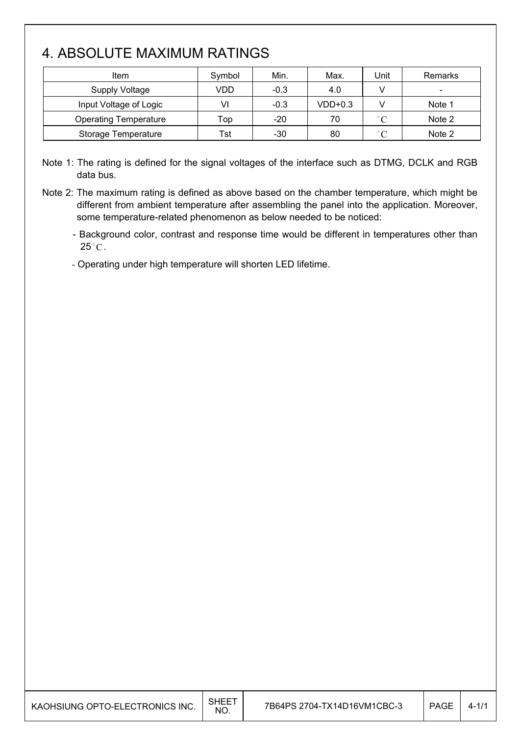# 4. ABSOLUTE MAXIMUM RATINGS

| Item | Symbol | Min. | Max. | Unit | Remarks |
|---|---|---|---|---|---|
| Supply Voltage | VDD | -0.3 | 4.0 | V | - |
| Input Voltage of Logic | VI | -0.3 | VDD+0.3 | V | Note 1 |
| Operating Temperature | Top | -20 | 70 | °C | Note 2 |
| Storage Temperature | Tst | -30 | 80 | °C | Note 2 |

Note 1: The rating is defined for the signal voltages of the interface such as DTMG, DCLK and RGB data bus.

Note 2: The maximum rating is defined as above based on the chamber temperature, which might be different from ambient temperature after assembling the panel into the application. Moreover, some temperature-related phenomenon as below needed to be noticed:

- Background color, contrast and response time would be different in temperatures other than 25°C.
- Operating under high temperature will shorten LED lifetime.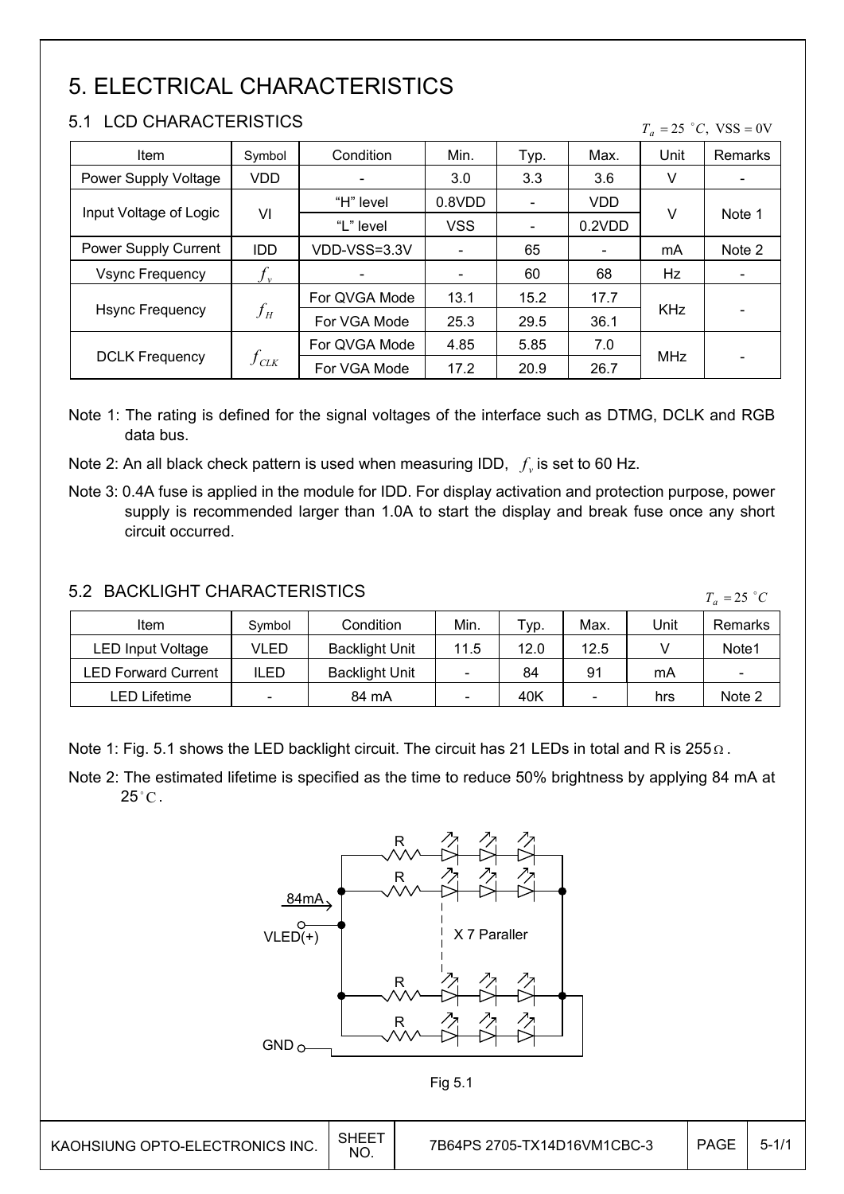# 5. ELECTRICAL CHARACTERISTICS

## 5.1 LCD CHARACTERISTICS

$T_a = 25\ ^{\circ}C,\ VSS = 0V$

| Item | Symbol | Condition | Min. | Typ. | Max. | Unit | Remarks |
|---|---|---|---|---|---|---|---|
| Power Supply Voltage | VDD | - | 3.0 | 3.3 | 3.6 | V | - |
| Input Voltage of Logic | VI | "H" level | 0.8VDD | - | VDD | V | Note 1 |
| | | "L" level | VSS | - | 0.2VDD | | |
| Power Supply Current | IDD | VDD-VSS=3.3V | - | 65 | - | mA | Note 2 |
| Vsync Frequency | $f_v$ | - | - | 60 | 68 | Hz | - |
| Hsync Frequency | $f_H$ | For QVGA Mode | 13.1 | 15.2 | 17.7 | KHz | - |
| | | For VGA Mode | 25.3 | 29.5 | 36.1 | | |
| DCLK Frequency | $f_{CLK}$ | For QVGA Mode | 4.85 | 5.85 | 7.0 | MHz | - |
| | | For VGA Mode | 17.2 | 20.9 | 26.7 | | |

Note 1: The rating is defined for the signal voltages of the interface such as DTMG, DCLK and RGB data bus.

Note 2: An all black check pattern is used when measuring IDD, $f_v$ is set to 60 Hz.

Note 3: 0.4A fuse is applied in the module for IDD. For display activation and protection purpose, power supply is recommended larger than 1.0A to start the display and break fuse once any short circuit occurred.

## 5.2 BACKLIGHT CHARACTERISTICS

$T_a = 25\ ^{\circ}C$

| Item | Symbol | Condition | Min. | Typ. | Max. | Unit | Remarks |
|---|---|---|---|---|---|---|---|
| LED Input Voltage | VLED | Backlight Unit | 11.5 | 12.0 | 12.5 | V | Note1 |
| LED Forward Current | ILED | Backlight Unit | - | 84 | 91 | mA | - |
| LED Lifetime | - | 84 mA | - | 40K | - | hrs | Note 2 |

Note 1: Fig. 5.1 shows the LED backlight circuit. The circuit has 21 LEDs in total and R is 255Ω.

Note 2: The estimated lifetime is specified as the time to reduce 50% brightness by applying 84 mA at 25°C.

84mA

VLED(+)

X 7 Paraller

GND

Fig 5.1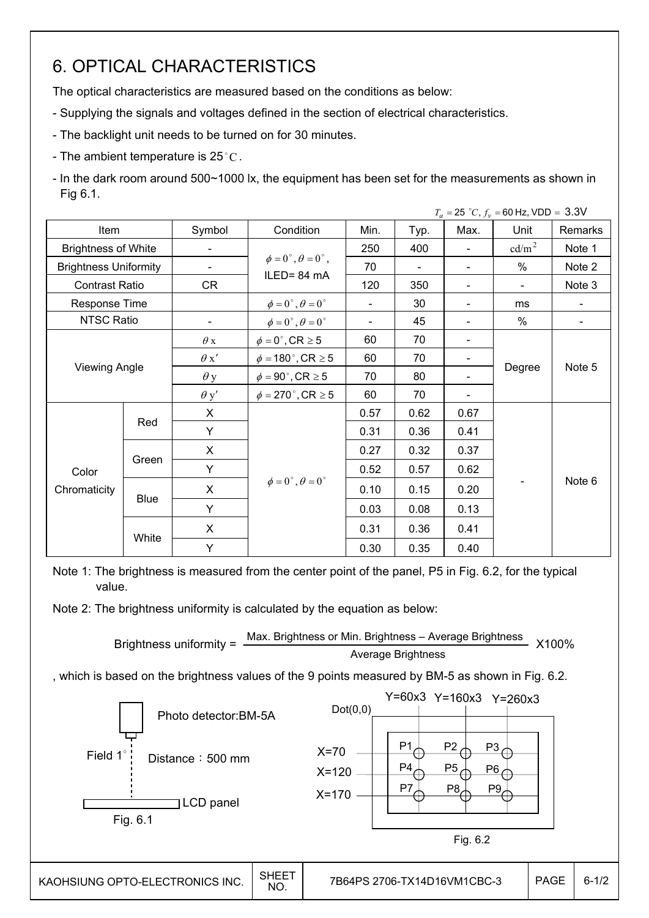# 6. OPTICAL CHARACTERISTICS

The optical characteristics are measured based on the conditions as below:

- Supplying the signals and voltages defined in the section of electrical characteristics.
- The backlight unit needs to be turned on for 30 minutes.
- The ambient temperature is 25°C.
- In the dark room around 500~1000 lx, the equipment has been set for the measurements as shown in Fig 6.1.

$T_a = 25\ ^\circ C$, $f_v = 60$ Hz, VDD = 3.3V

| Item | | Symbol | Condition | Min. | Typ. | Max. | Unit | Remarks |
|---|---|---|---|---|---|---|---|---|
| Brightness of White | | - | $\phi = 0^\circ, \theta = 0^\circ$, ILED= 84 mA | 250 | 400 | - | $cd/m^2$ | Note 1 |
| Brightness Uniformity | | - | | 70 | - | - | % | Note 2 |
| Contrast Ratio | | CR | | 120 | 350 | - | - | Note 3 |
| Response Time | | | $\phi = 0^\circ, \theta = 0^\circ$ | - | 30 | - | ms | - |
| NTSC Ratio | | - | $\phi = 0^\circ, \theta = 0^\circ$ | - | 45 | - | % | - |
| Viewing Angle | | $\theta x$ | $\phi = 0^\circ$, CR $\geq 5$ | 60 | 70 | - | Degree | Note 5 |
| | | $\theta x'$ | $\phi = 180^\circ$, CR $\geq 5$ | 60 | 70 | - | | |
| | | $\theta y$ | $\phi = 90^\circ$, CR $\geq 5$ | 70 | 80 | - | | |
| | | $\theta y'$ | $\phi = 270^\circ$, CR $\geq 5$ | 60 | 70 | - | | |
| Color Chromaticity | Red | X | $\phi = 0^\circ, \theta = 0^\circ$ | 0.57 | 0.62 | 0.67 | - | Note 6 |
| | | Y | | 0.31 | 0.36 | 0.41 | | |
| | Green | X | | 0.27 | 0.32 | 0.37 | | |
| | | Y | | 0.52 | 0.57 | 0.62 | | |
| | Blue | X | | 0.10 | 0.15 | 0.20 | | |
| | | Y | | 0.03 | 0.08 | 0.13 | | |
| | White | X | | 0.31 | 0.36 | 0.41 | | |
| | | Y | | 0.30 | 0.35 | 0.40 | | |

Note 1: The brightness is measured from the center point of the panel, P5 in Fig. 6.2, for the typical value.

Note 2: The brightness uniformity is calculated by the equation as below:

$$\text{Brightness uniformity} = \frac{\text{Max. Brightness or Min. Brightness} - \text{Average Brightness}}{\text{Average Brightness}} \times 100\%$$

, which is based on the brightness values of the 9 points measured by BM-5 as shown in Fig. 6.2.

Photo detector:BM-5A

Field 1°

Distance：500 mm

LCD panel

Fig. 6.1

Dot(0,0)

Y=60x3 Y=160x3 Y=260x3

X=70: P1 P2 P3

X=120: P4 P5 P6

X=170: P7 P8 P9

Fig. 6.2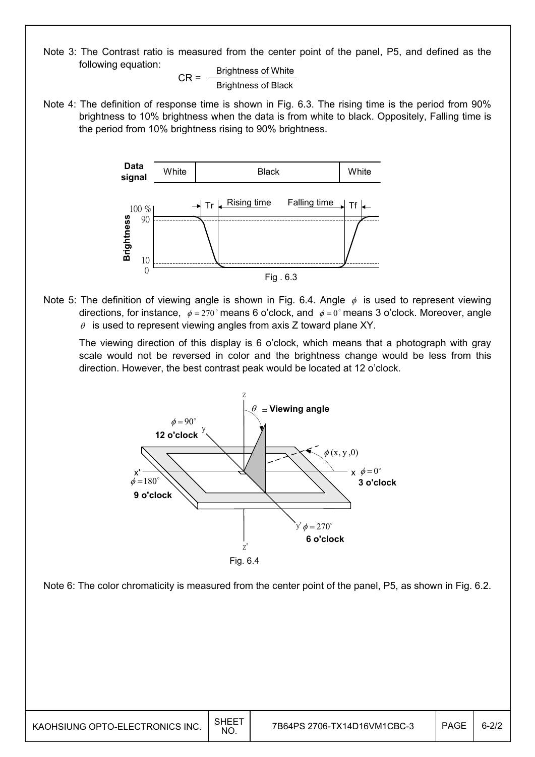Note 3: The Contrast ratio is measured from the center point of the panel, P5, and defined as the following equation:

$$CR = \frac{\text{Brightness of White}}{\text{Brightness of Black}}$$

Note 4: The definition of response time is shown in Fig. 6.3. The rising time is the period from 90% brightness to 10% brightness when the data is from white to black. Oppositely, Falling time is the period from 10% brightness rising to 90% brightness.

Fig . 6.3

Note 5: The definition of viewing angle is shown in Fig. 6.4. Angle $\phi$ is used to represent viewing directions, for instance, $\phi = 270^{\circ}$ means 6 o'clock, and $\phi = 0^{\circ}$ means 3 o'clock. Moreover, angle $\theta$ is used to represent viewing angles from axis Z toward plane XY.

The viewing direction of this display is 6 o'clock, which means that a photograph with gray scale would not be reversed in color and the brightness change would be less from this direction. However, the best contrast peak would be located at 12 o'clock.

Fig. 6.4

Note 6: The color chromaticity is measured from the center point of the panel, P5, as shown in Fig. 6.2.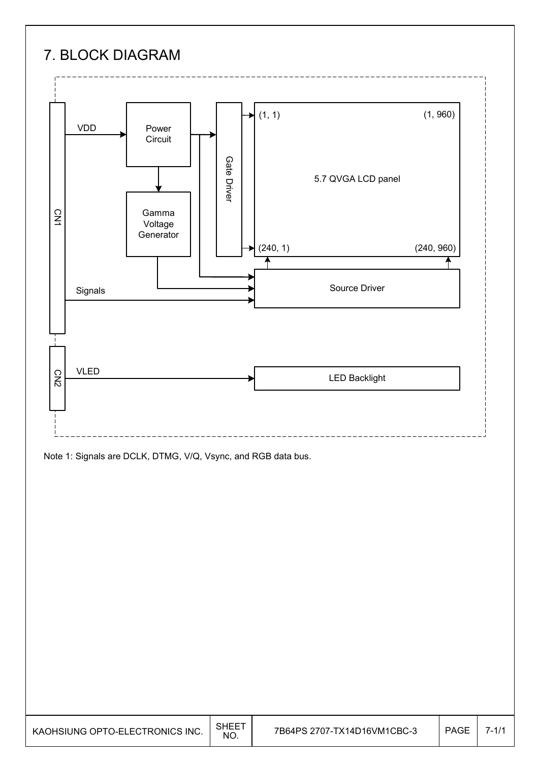# 7. BLOCK DIAGRAM

CN1

VDD

Power Circuit

Gamma Voltage Generator

Gate Driver

(1, 1)

(1, 960)

5.7 QVGA LCD panel

(240, 1)

(240, 960)

Signals

Source Driver

CN2

VLED

LED Backlight

Note 1: Signals are DCLK, DTMG, V/Q, Vsync, and RGB data bus.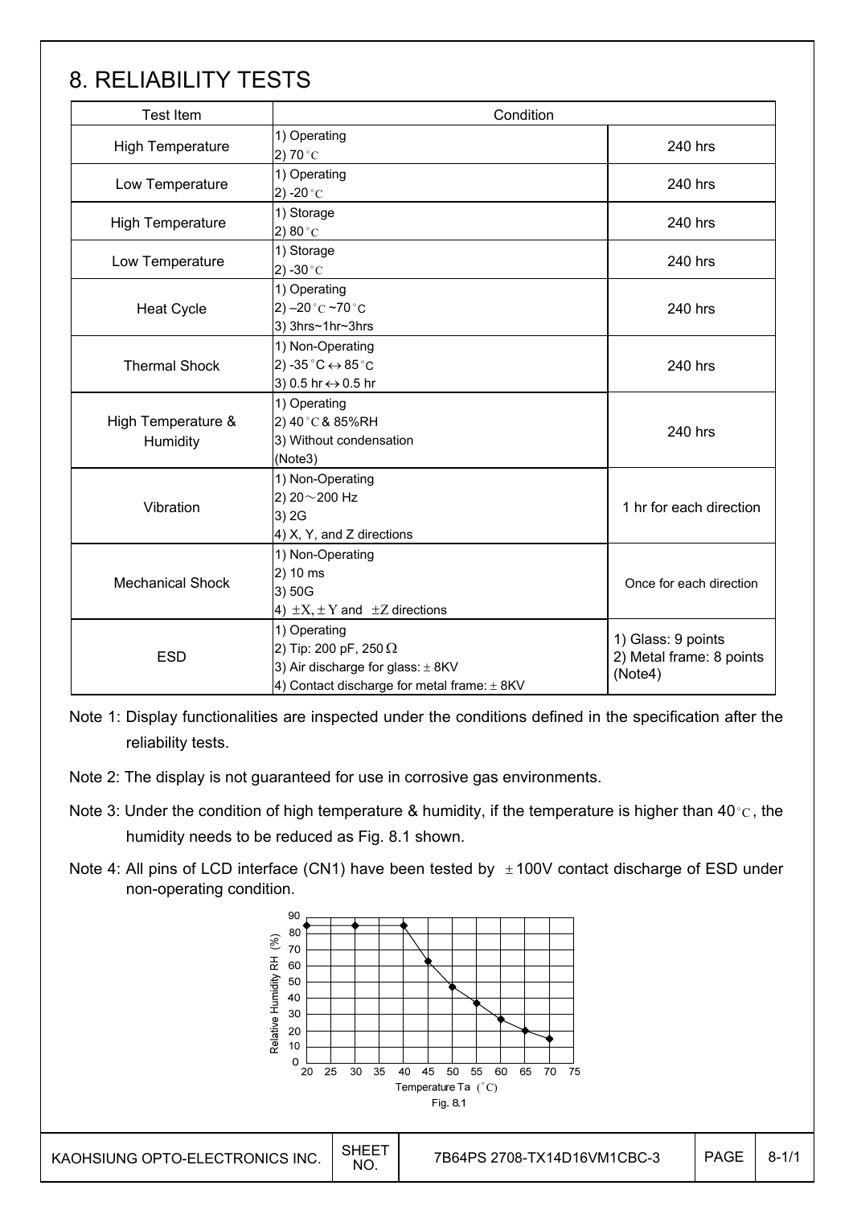# 8. RELIABILITY TESTS

| Test Item | Condition | |
|---|---|---|
| High Temperature | 1) Operating<br>2) 70°C | 240 hrs |
| Low Temperature | 1) Operating<br>2) -20°C | 240 hrs |
| High Temperature | 1) Storage<br>2) 80°C | 240 hrs |
| Low Temperature | 1) Storage<br>2) -30°C | 240 hrs |
| Heat Cycle | 1) Operating<br>2) –20°C ~70°C<br>3) 3hrs~1hr~3hrs | 240 hrs |
| Thermal Shock | 1) Non-Operating<br>2) -35°C ↔ 85°C<br>3) 0.5 hr ↔ 0.5 hr | 240 hrs |
| High Temperature & Humidity | 1) Operating<br>2) 40°C & 85%RH<br>3) Without condensation<br>(Note3) | 240 hrs |
| Vibration | 1) Non-Operating<br>2) 20～200 Hz<br>3) 2G<br>4) X, Y, and Z directions | 1 hr for each direction |
| Mechanical Shock | 1) Non-Operating<br>2) 10 ms<br>3) 50G<br>4) ±X, ± Y and ±Z directions | Once for each direction |
| ESD | 1) Operating<br>2) Tip: 200 pF, 250 Ω<br>3) Air discharge for glass: ± 8KV<br>4) Contact discharge for metal frame: ± 8KV | 1) Glass: 9 points<br>2) Metal frame: 8 points<br>(Note4) |

Note 1: Display functionalities are inspected under the conditions defined in the specification after the reliability tests.

Note 2: The display is not guaranteed for use in corrosive gas environments.

Note 3: Under the condition of high temperature & humidity, if the temperature is higher than 40°C, the humidity needs to be reduced as Fig. 8.1 shown.

Note 4: All pins of LCD interface (CN1) have been tested by ±100V contact discharge of ESD under non-operating condition.

Fig. 8.1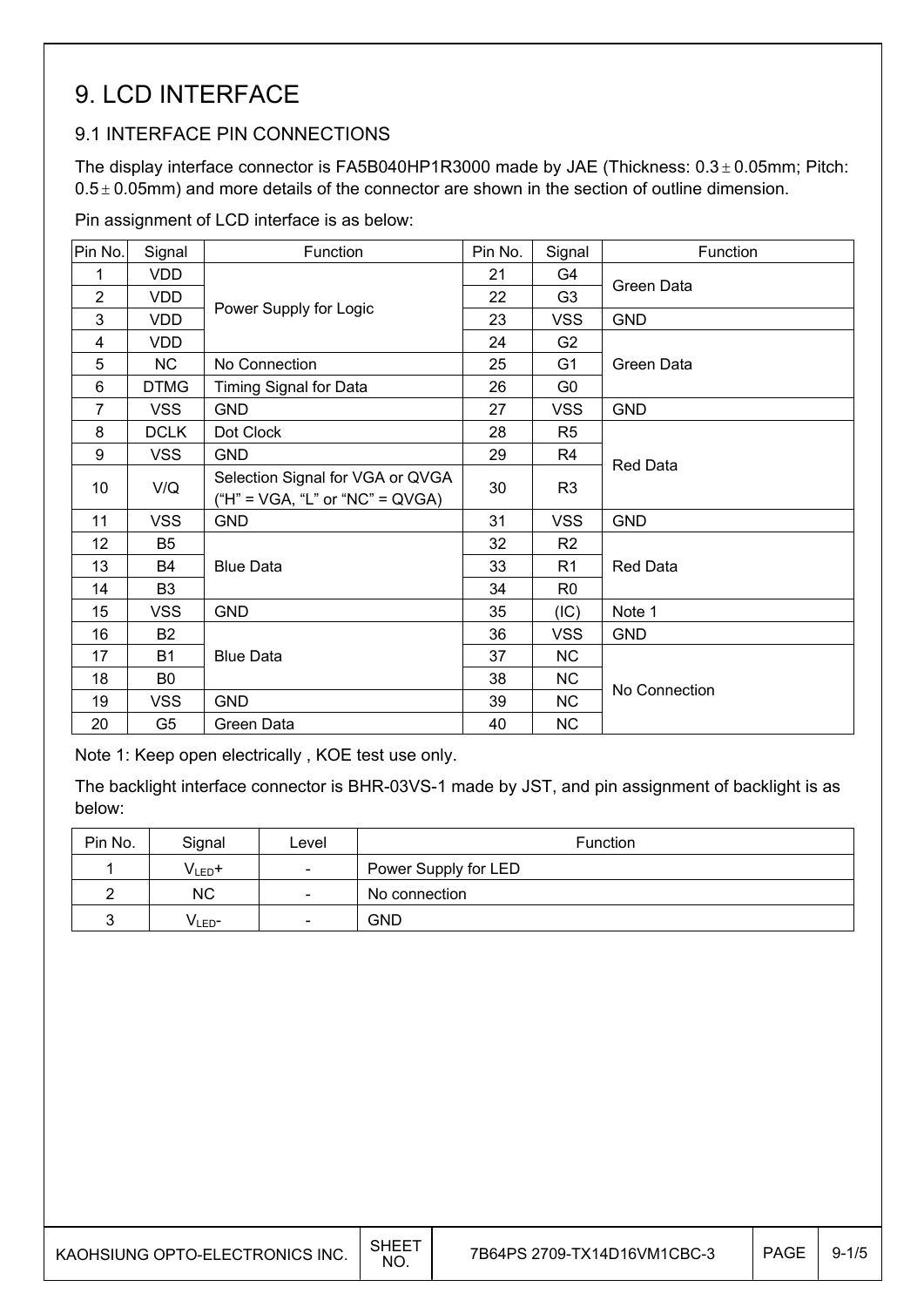# 9. LCD INTERFACE

## 9.1 INTERFACE PIN CONNECTIONS

The display interface connector is FA5B040HP1R3000 made by JAE (Thickness: 0.3 ± 0.05mm; Pitch: 0.5 ± 0.05mm) and more details of the connector are shown in the section of outline dimension.

Pin assignment of LCD interface is as below:

| Pin No. | Signal | Function | Pin No. | Signal | Function |
|---|---|---|---|---|---|
| 1 | VDD | Power Supply for Logic | 21 | G4 | Green Data |
| 2 | VDD | | 22 | G3 | |
| 3 | VDD | | 23 | VSS | GND |
| 4 | VDD | | 24 | G2 | Green Data |
| 5 | NC | No Connection | 25 | G1 | |
| 6 | DTMG | Timing Signal for Data | 26 | G0 | |
| 7 | VSS | GND | 27 | VSS | GND |
| 8 | DCLK | Dot Clock | 28 | R5 | Red Data |
| 9 | VSS | GND | 29 | R4 | |
| 10 | V/Q | Selection Signal for VGA or QVGA ("H" = VGA, "L" or "NC" = QVGA) | 30 | R3 | |
| 11 | VSS | GND | 31 | VSS | GND |
| 12 | B5 | Blue Data | 32 | R2 | Red Data |
| 13 | B4 | | 33 | R1 | |
| 14 | B3 | | 34 | R0 | |
| 15 | VSS | GND | 35 | (IC) | Note 1 |
| 16 | B2 | Blue Data | 36 | VSS | GND |
| 17 | B1 | | 37 | NC | No Connection |
| 18 | B0 | | 38 | NC | |
| 19 | VSS | GND | 39 | NC | |
| 20 | G5 | Green Data | 40 | NC | |

Note 1: Keep open electrically , KOE test use only.

The backlight interface connector is BHR-03VS-1 made by JST, and pin assignment of backlight is as below:

| Pin No. | Signal | Level | Function |
|---|---|---|---|
| 1 | $V_{LED}$+ | - | Power Supply for LED |
| 2 | NC | - | No connection |
| 3 | $V_{LED}$- | - | GND |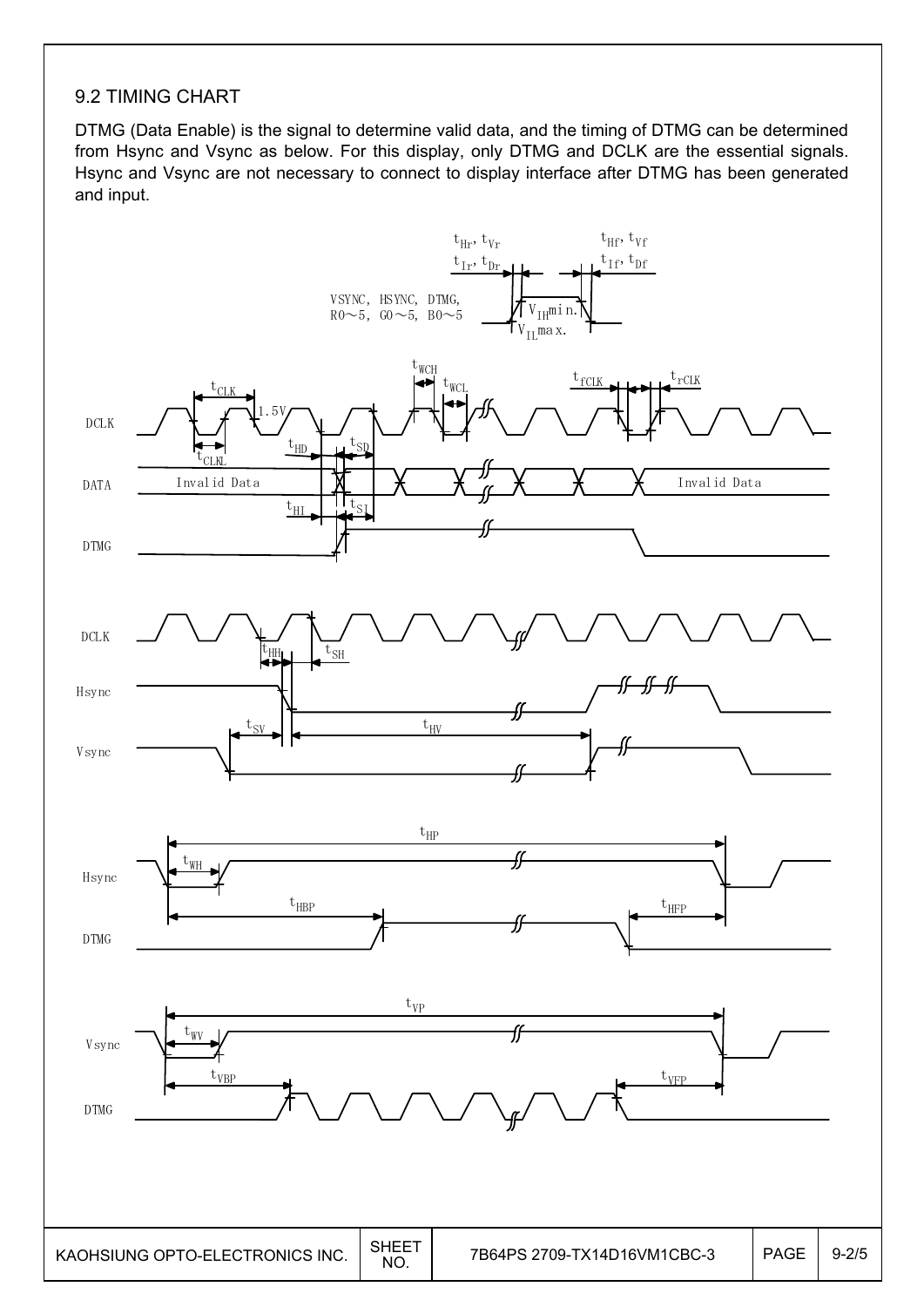## 9.2 TIMING CHART

DTMG (Data Enable) is the signal to determine valid data, and the timing of DTMG can be determined from Hsync and Vsync as below. For this display, only DTMG and DCLK are the essential signals. Hsync and Vsync are not necessary to connect to display interface after DTMG has been generated and input.

$t_{Hr}, t_{Vr}$ $t_{Hf}, t_{Vf}$

$t_{Ir}, t_{Dr}$ $t_{If}, t_{Df}$

VSYNC, HSYNC, DTMG, R0～5, G0～5, B0～5 $V_{IH}$min. $V_{IL}$max.

DCLK $t_{CLK}$ 1.5V $t_{CLKL}$ $t_{WCH}$ $t_{WCL}$ $t_{fCLK}$ $t_{rCLK}$

DATA Invalid Data $t_{HD}$ $t_{SD}$ Invalid Data

DTMG $t_{HI}$ $t_{SI}$

DCLK $t_{HH}$ $t_{SH}$

Hsync

Vsync $t_{SV}$ $t_{HV}$

Hsync $t_{HP}$ $t_{WH}$

DTMG $t_{HBP}$ $t_{HFP}$

Vsync $t_{VP}$ $t_{WV}$

DTMG $t_{VBP}$ $t_{VFP}$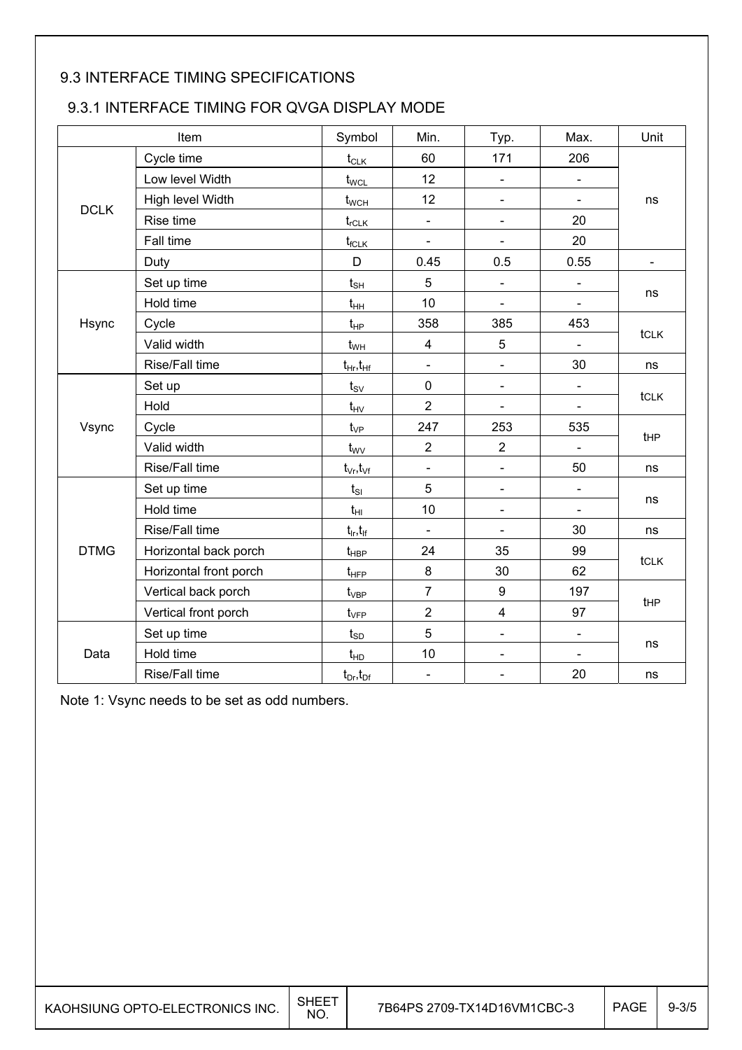## 9.3 INTERFACE TIMING SPECIFICATIONS

### 9.3.1 INTERFACE TIMING FOR QVGA DISPLAY MODE

| Item | | Symbol | Min. | Typ. | Max. | Unit |
|---|---|---|---|---|---|---|
| DCLK | Cycle time | $t_{CLK}$ | 60 | 171 | 206 | ns |
| | Low level Width | $t_{WCL}$ | 12 | - | - | |
| | High level Width | $t_{WCH}$ | 12 | - | - | |
| | Rise time | $t_{rCLK}$ | - | - | 20 | |
| | Fall time | $t_{fCLK}$ | - | - | 20 | |
| | Duty | D | 0.45 | 0.5 | 0.55 | - |
| Hsync | Set up time | $t_{SH}$ | 5 | - | - | ns |
| | Hold time | $t_{HH}$ | 10 | - | - | |
| | Cycle | $t_{HP}$ | 358 | 385 | 453 | tCLK |
| | Valid width | $t_{WH}$ | 4 | 5 | - | |
| | Rise/Fall time | $t_{Hr}$,$t_{Hf}$ | - | - | 30 | ns |
| Vsync | Set up | $t_{SV}$ | 0 | - | - | tCLK |
| | Hold | $t_{HV}$ | 2 | - | - | |
| | Cycle | $t_{VP}$ | 247 | 253 | 535 | tHP |
| | Valid width | $t_{WV}$ | 2 | 2 | - | |
| | Rise/Fall time | $t_{Vr}$,$t_{Vf}$ | - | - | 50 | ns |
| DTMG | Set up time | $t_{SI}$ | 5 | - | - | ns |
| | Hold time | $t_{HI}$ | 10 | - | - | |
| | Rise/Fall time | $t_{Ir}$,$t_{If}$ | - | - | 30 | ns |
| | Horizontal back porch | $t_{HBP}$ | 24 | 35 | 99 | tCLK |
| | Horizontal front porch | $t_{HFP}$ | 8 | 30 | 62 | |
| | Vertical back porch | $t_{VBP}$ | 7 | 9 | 197 | tHP |
| | Vertical front porch | $t_{VFP}$ | 2 | 4 | 97 | |
| Data | Set up time | $t_{SD}$ | 5 | - | - | ns |
| | Hold time | $t_{HD}$ | 10 | - | - | |
| | Rise/Fall time | $t_{Dr}$,$t_{Df}$ | - | - | 20 | ns |

Note 1: Vsync needs to be set as odd numbers.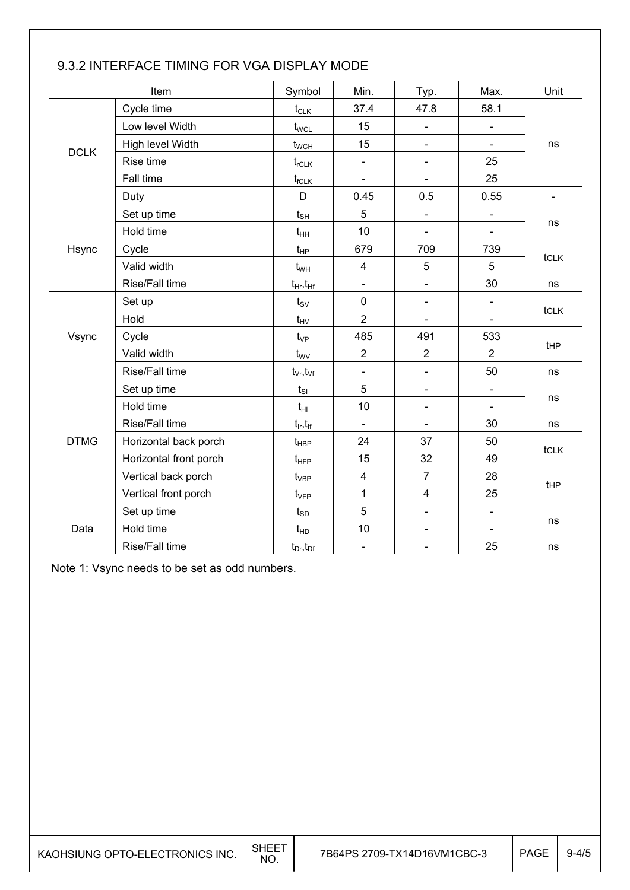### 9.3.2 INTERFACE TIMING FOR VGA DISPLAY MODE

| Item | | Symbol | Min. | Typ. | Max. | Unit |
|---|---|---|---|---|---|---|
| DCLK | Cycle time | $t_{CLK}$ | 37.4 | 47.8 | 58.1 | ns |
| | Low level Width | $t_{WCL}$ | 15 | - | - | |
| | High level Width | $t_{WCH}$ | 15 | - | - | |
| | Rise time | $t_{rCLK}$ | - | - | 25 | |
| | Fall time | $t_{fCLK}$ | - | - | 25 | |
| | Duty | D | 0.45 | 0.5 | 0.55 | - |
| Hsync | Set up time | $t_{SH}$ | 5 | - | - | ns |
| | Hold time | $t_{HH}$ | 10 | - | - | |
| | Cycle | $t_{HP}$ | 679 | 709 | 739 | tCLK |
| | Valid width | $t_{WH}$ | 4 | 5 | 5 | |
| | Rise/Fall time | $t_{Hr}$,$t_{Hf}$ | - | - | 30 | ns |
| Vsync | Set up | $t_{SV}$ | 0 | - | - | tCLK |
| | Hold | $t_{HV}$ | 2 | - | - | |
| | Cycle | $t_{VP}$ | 485 | 491 | 533 | tHP |
| | Valid width | $t_{WV}$ | 2 | 2 | 2 | |
| | Rise/Fall time | $t_{Vr}$,$t_{Vf}$ | - | - | 50 | ns |
| DTMG | Set up time | $t_{SI}$ | 5 | - | - | ns |
| | Hold time | $t_{HI}$ | 10 | - | - | |
| | Rise/Fall time | $t_{Ir}$,$t_{If}$ | - | - | 30 | ns |
| | Horizontal back porch | $t_{HBP}$ | 24 | 37 | 50 | tCLK |
| | Horizontal front porch | $t_{HFP}$ | 15 | 32 | 49 | |
| | Vertical back porch | $t_{VBP}$ | 4 | 7 | 28 | tHP |
| | Vertical front porch | $t_{VFP}$ | 1 | 4 | 25 | |
| Data | Set up time | $t_{SD}$ | 5 | - | - | ns |
| | Hold time | $t_{HD}$ | 10 | - | - | |
| | Rise/Fall time | $t_{Dr}$,$t_{Df}$ | - | - | 25 | ns |

Note 1: Vsync needs to be set as odd numbers.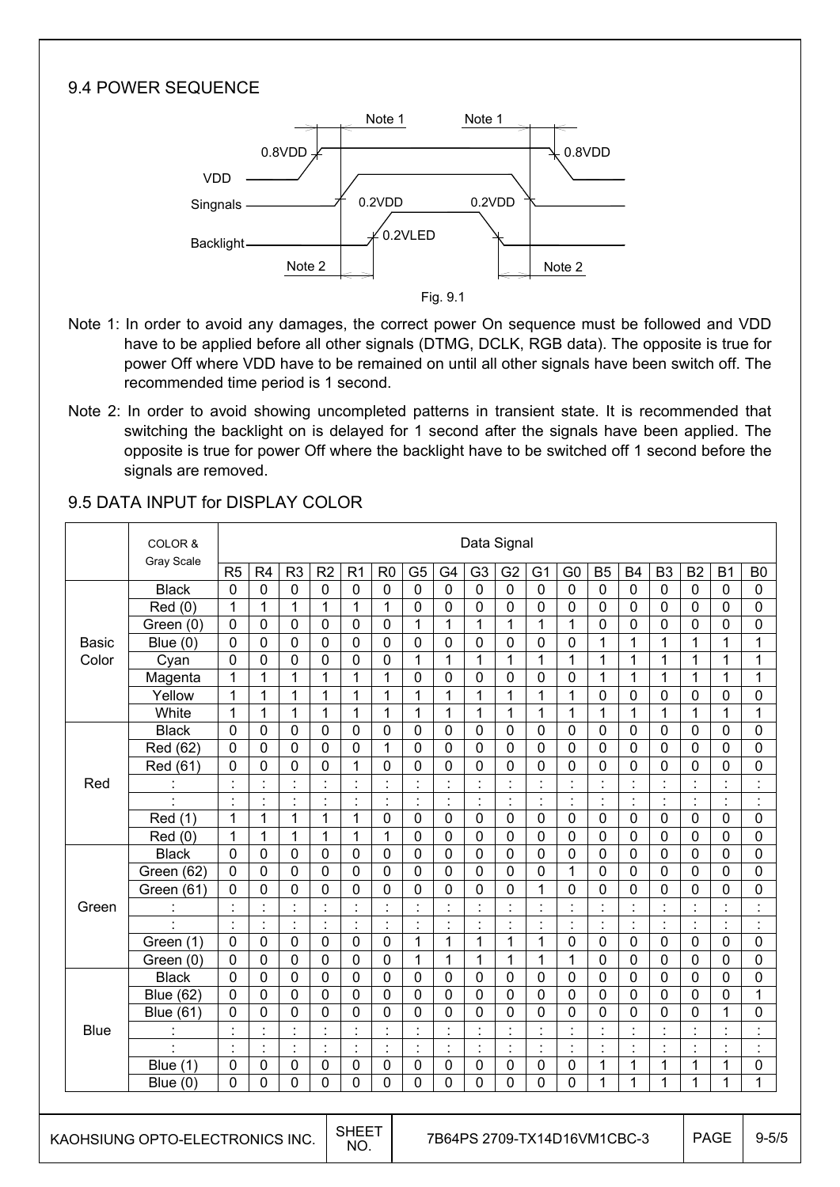## 9.4 POWER SEQUENCE

Fig. 9.1

Note 1: In order to avoid any damages, the correct power On sequence must be followed and VDD have to be applied before all other signals (DTMG, DCLK, RGB data). The opposite is true for power Off where VDD have to be remained on until all other signals have been switch off. The recommended time period is 1 second.

Note 2: In order to avoid showing uncompleted patterns in transient state. It is recommended that switching the backlight on is delayed for 1 second after the signals have been applied. The opposite is true for power Off where the backlight have to be switched off 1 second before the signals are removed.

## 9.5 DATA INPUT for DISPLAY COLOR

| | COLOR & Gray Scale | Data Signal | | | | | | | | | | | | | | | | | |
|---|---|---|---|---|---|---|---|---|---|---|---|---|---|---|---|---|---|---|---|
| | | R5 | R4 | R3 | R2 | R1 | R0 | G5 | G4 | G3 | G2 | G1 | G0 | B5 | B4 | B3 | B2 | B1 | B0 |
| Basic Color | Black | 0 | 0 | 0 | 0 | 0 | 0 | 0 | 0 | 0 | 0 | 0 | 0 | 0 | 0 | 0 | 0 | 0 | 0 |
| | Red (0) | 1 | 1 | 1 | 1 | 1 | 1 | 0 | 0 | 0 | 0 | 0 | 0 | 0 | 0 | 0 | 0 | 0 | 0 |
| | Green (0) | 0 | 0 | 0 | 0 | 0 | 0 | 1 | 1 | 1 | 1 | 1 | 1 | 0 | 0 | 0 | 0 | 0 | 0 |
| | Blue (0) | 0 | 0 | 0 | 0 | 0 | 0 | 0 | 0 | 0 | 0 | 0 | 0 | 1 | 1 | 1 | 1 | 1 | 1 |
| | Cyan | 0 | 0 | 0 | 0 | 0 | 0 | 1 | 1 | 1 | 1 | 1 | 1 | 1 | 1 | 1 | 1 | 1 | 1 |
| | Magenta | 1 | 1 | 1 | 1 | 1 | 1 | 0 | 0 | 0 | 0 | 0 | 0 | 1 | 1 | 1 | 1 | 1 | 1 |
| | Yellow | 1 | 1 | 1 | 1 | 1 | 1 | 1 | 1 | 1 | 1 | 1 | 1 | 0 | 0 | 0 | 0 | 0 | 0 |
| | White | 1 | 1 | 1 | 1 | 1 | 1 | 1 | 1 | 1 | 1 | 1 | 1 | 1 | 1 | 1 | 1 | 1 | 1 |
| Red | Black | 0 | 0 | 0 | 0 | 0 | 0 | 0 | 0 | 0 | 0 | 0 | 0 | 0 | 0 | 0 | 0 | 0 | 0 |
| | Red (62) | 0 | 0 | 0 | 0 | 0 | 1 | 0 | 0 | 0 | 0 | 0 | 0 | 0 | 0 | 0 | 0 | 0 | 0 |
| | Red (61) | 0 | 0 | 0 | 0 | 1 | 0 | 0 | 0 | 0 | 0 | 0 | 0 | 0 | 0 | 0 | 0 | 0 | 0 |
| | : | : | : | : | : | : | : | : | : | : | : | : | : | : | : | : | : | : | : |
| | : | : | : | : | : | : | : | : | : | : | : | : | : | : | : | : | : | : | : |
| | Red (1) | 1 | 1 | 1 | 1 | 1 | 0 | 0 | 0 | 0 | 0 | 0 | 0 | 0 | 0 | 0 | 0 | 0 | 0 |
| | Red (0) | 1 | 1 | 1 | 1 | 1 | 1 | 0 | 0 | 0 | 0 | 0 | 0 | 0 | 0 | 0 | 0 | 0 | 0 |
| Green | Black | 0 | 0 | 0 | 0 | 0 | 0 | 0 | 0 | 0 | 0 | 0 | 0 | 0 | 0 | 0 | 0 | 0 | 0 |
| | Green (62) | 0 | 0 | 0 | 0 | 0 | 0 | 0 | 0 | 0 | 0 | 0 | 1 | 0 | 0 | 0 | 0 | 0 | 0 |
| | Green (61) | 0 | 0 | 0 | 0 | 0 | 0 | 0 | 0 | 0 | 0 | 1 | 0 | 0 | 0 | 0 | 0 | 0 | 0 |
| | : | : | : | : | : | : | : | : | : | : | : | : | : | : | : | : | : | : | : |
| | : | : | : | : | : | : | : | : | : | : | : | : | : | : | : | : | : | : | : |
| | Green (1) | 0 | 0 | 0 | 0 | 0 | 0 | 1 | 1 | 1 | 1 | 1 | 0 | 0 | 0 | 0 | 0 | 0 | 0 |
| | Green (0) | 0 | 0 | 0 | 0 | 0 | 0 | 1 | 1 | 1 | 1 | 1 | 1 | 0 | 0 | 0 | 0 | 0 | 0 |
| Blue | Black | 0 | 0 | 0 | 0 | 0 | 0 | 0 | 0 | 0 | 0 | 0 | 0 | 0 | 0 | 0 | 0 | 0 | 0 |
| | Blue (62) | 0 | 0 | 0 | 0 | 0 | 0 | 0 | 0 | 0 | 0 | 0 | 0 | 0 | 0 | 0 | 0 | 0 | 1 |
| | Blue (61) | 0 | 0 | 0 | 0 | 0 | 0 | 0 | 0 | 0 | 0 | 0 | 0 | 0 | 0 | 0 | 0 | 1 | 0 |
| | : | : | : | : | : | : | : | : | : | : | : | : | : | : | : | : | : | : | : |
| | : | : | : | : | : | : | : | : | : | : | : | : | : | : | : | : | : | : | : |
| | Blue (1) | 0 | 0 | 0 | 0 | 0 | 0 | 0 | 0 | 0 | 0 | 0 | 0 | 1 | 1 | 1 | 1 | 1 | 0 |
| | Blue (0) | 0 | 0 | 0 | 0 | 0 | 0 | 0 | 0 | 0 | 0 | 0 | 0 | 1 | 1 | 1 | 1 | 1 | 1 |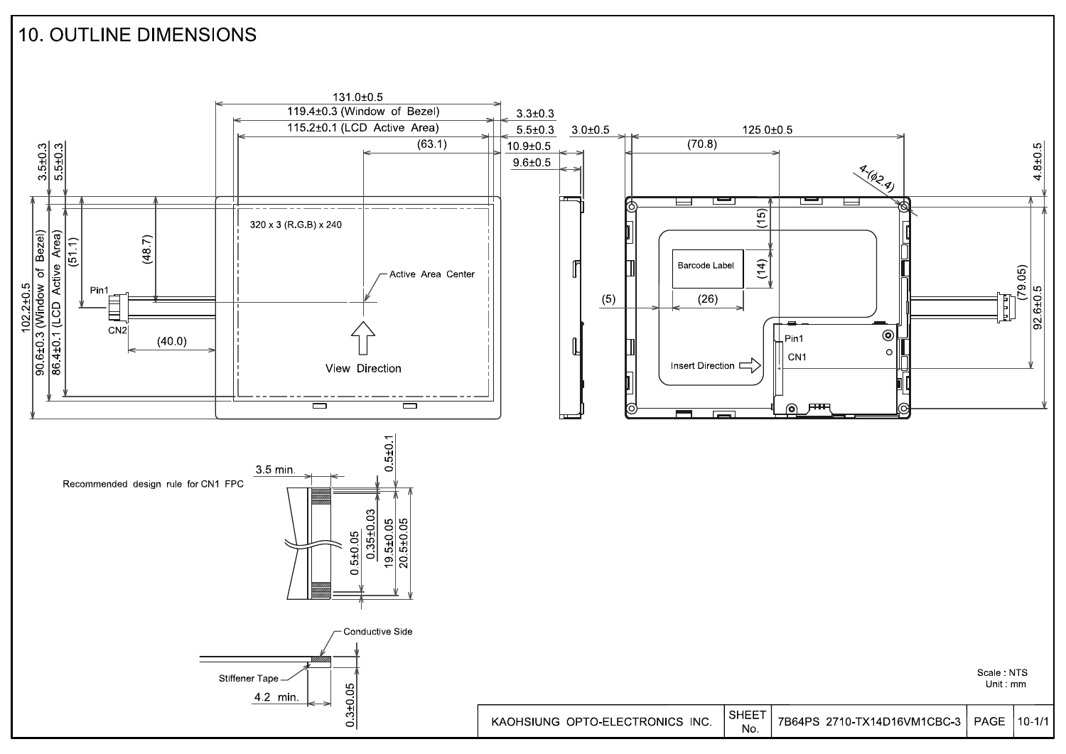# 10. OUTLINE DIMENSIONS

131.0±0.5

119.4±0.3 (Window of Bezel)

115.2±0.1 (LCD Active Area)

(63.1)

3.3±0.3

5.5±0.3

10.9±0.5

9.6±0.5

3.0±0.5

125.0±0.5

(70.8)

4-(φ2.4)

4.8±0.5

3.5±0.3

5.5±0.3

102.2±0.5

90.6±0.3 (Window of Bezel)

86.4±0.1 (LCD Active Area)

(51.1)

(48.7)

Pin1

CN2

(40.0)

320 x 3 (R.G.B) x 240

Active Area Center

View Direction

(15)

(14)

Barcode Label

(5)

(26)

Pin1

CN1

Insert Direction

(79.05)

92.6±0.5

Recommended design rule for CN1 FPC

3.5 min.

0.5±0.1

0.5±0.05

0.35±0.03

19.5±0.05

20.5±0.05

Conductive Side

Stiffener Tape

4.2 min.

0.3±0.05

Scale : NTS
Unit : mm

| KAOHSIUNG OPTO-ELECTRONICS INC. | SHEET No. | 7B64PS 2710-TX14D16VM1CBC-3 | PAGE | 10-1/1 |
|---|---|---|---|---|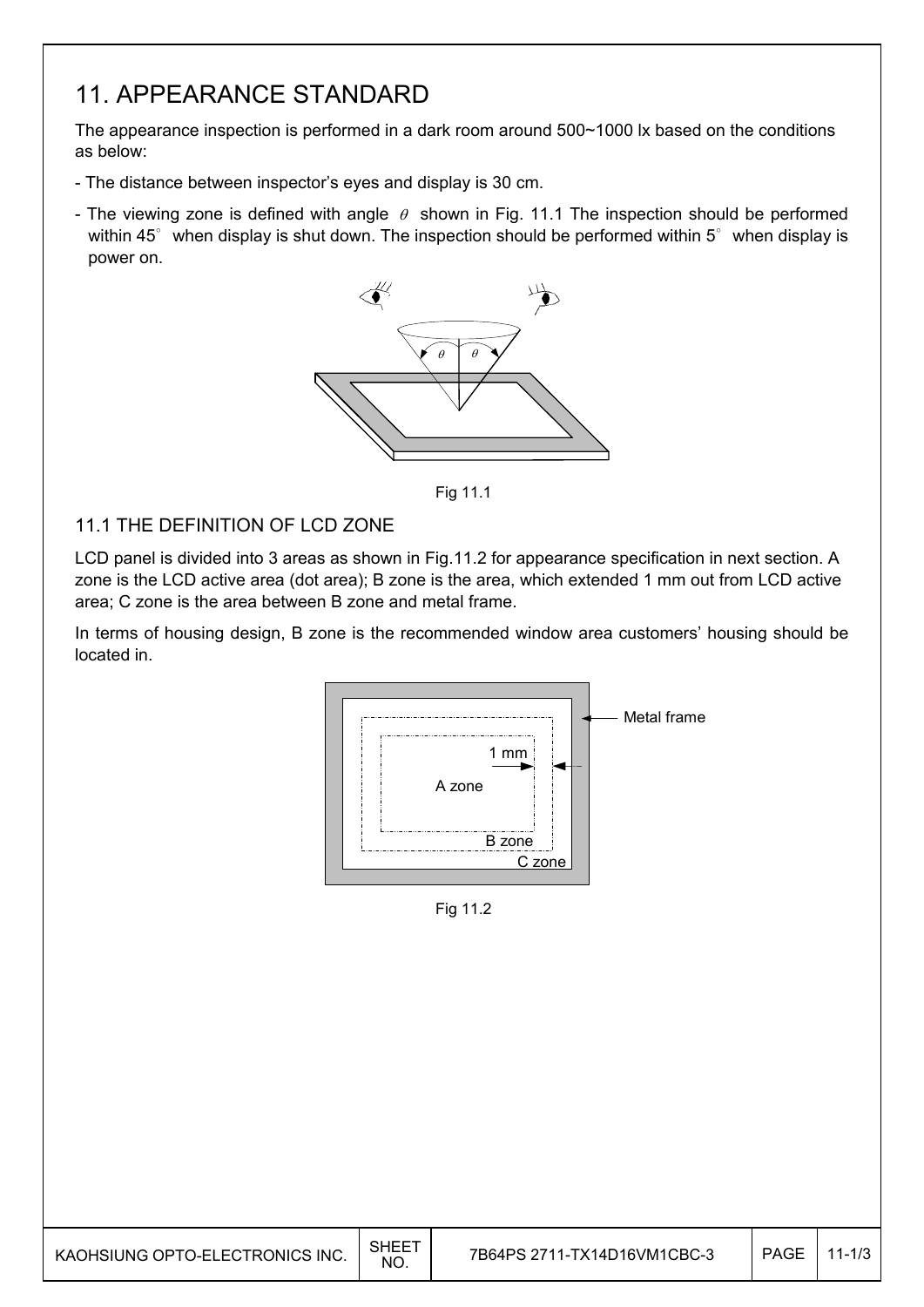# 11. APPEARANCE STANDARD

The appearance inspection is performed in a dark room around 500~1000 lx based on the conditions as below:

- The distance between inspector's eyes and display is 30 cm.
- The viewing zone is defined with angle $\theta$ shown in Fig. 11.1 The inspection should be performed within 45° when display is shut down. The inspection should be performed within 5° when display is power on.

Fig 11.1

## 11.1 THE DEFINITION OF LCD ZONE

LCD panel is divided into 3 areas as shown in Fig.11.2 for appearance specification in next section. A zone is the LCD active area (dot area); B zone is the area, which extended 1 mm out from LCD active area; C zone is the area between B zone and metal frame.

In terms of housing design, B zone is the recommended window area customers' housing should be located in.

Fig 11.2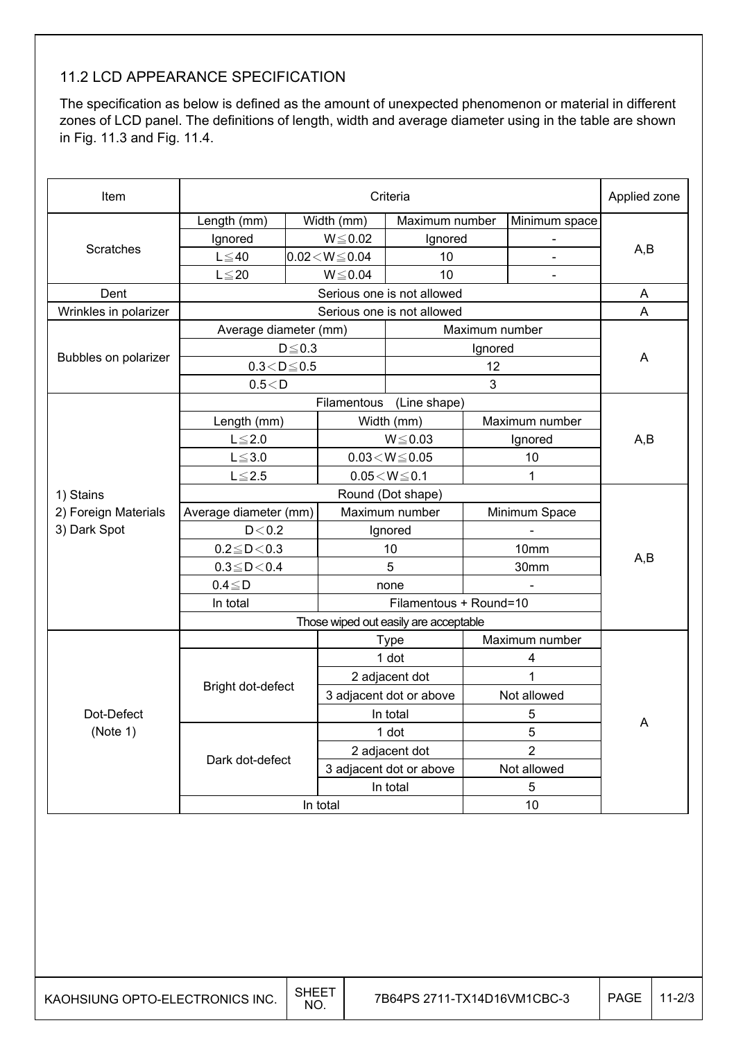## 11.2 LCD APPEARANCE SPECIFICATION

The specification as below is defined as the amount of unexpected phenomenon or material in different zones of LCD panel. The definitions of length, width and average diameter using in the table are shown in Fig. 11.3 and Fig. 11.4.

| Item | Criteria | | | | Applied zone |
|---|---|---|---|---|---|
| Scratches | Length (mm) | Width (mm) | Maximum number | Minimum space | A,B |
| | Ignored | W≦0.02 | Ignored | - | |
| | L≦40 | 0.02＜W≦0.04 | 10 | - | |
| | L≦20 | W≦0.04 | 10 | - | |
| Dent | Serious one is not allowed | | | | A |
| Wrinkles in polarizer | Serious one is not allowed | | | | A |
| Bubbles on polarizer | Average diameter (mm) | | Maximum number | | A |
| | D≦0.3 | | Ignored | | |
| | 0.3＜D≦0.5 | | 12 | | |
| | 0.5＜D | | 3 | | |
| 1) Stains<br>2) Foreign Materials<br>3) Dark Spot | Filamentous (Line shape) | | | | A,B |
| | Length (mm) | Width (mm) | Maximum number | | |
| | L≦2.0 | W≦0.03 | Ignored | | |
| | L≦3.0 | 0.03＜W≦0.05 | 10 | | |
| | L≦2.5 | 0.05＜W≦0.1 | 1 | | |
| | Round (Dot shape) | | | | A,B |
| | Average diameter (mm) | Maximum number | Minimum Space | | |
| | D＜0.2 | Ignored | - | | |
| | 0.2≦D＜0.3 | 10 | 10mm | | |
| | 0.3≦D＜0.4 | 5 | 30mm | | |
| | 0.4≦D | none | - | | |
| | In total | Filamentous + Round=10 | | | |
| | Those wiped out easily are acceptable | | | | |
| Dot-Defect<br>(Note 1) | | Type | Maximum number | | A |
| | Bright dot-defect | 1 dot | 4 | | |
| | | 2 adjacent dot | 1 | | |
| | | 3 adjacent dot or above | Not allowed | | |
| | | In total | 5 | | |
| | Dark dot-defect | 1 dot | 5 | | |
| | | 2 adjacent dot | 2 | | |
| | | 3 adjacent dot or above | Not allowed | | |
| | | In total | 5 | | |
| | In total | | 10 | | |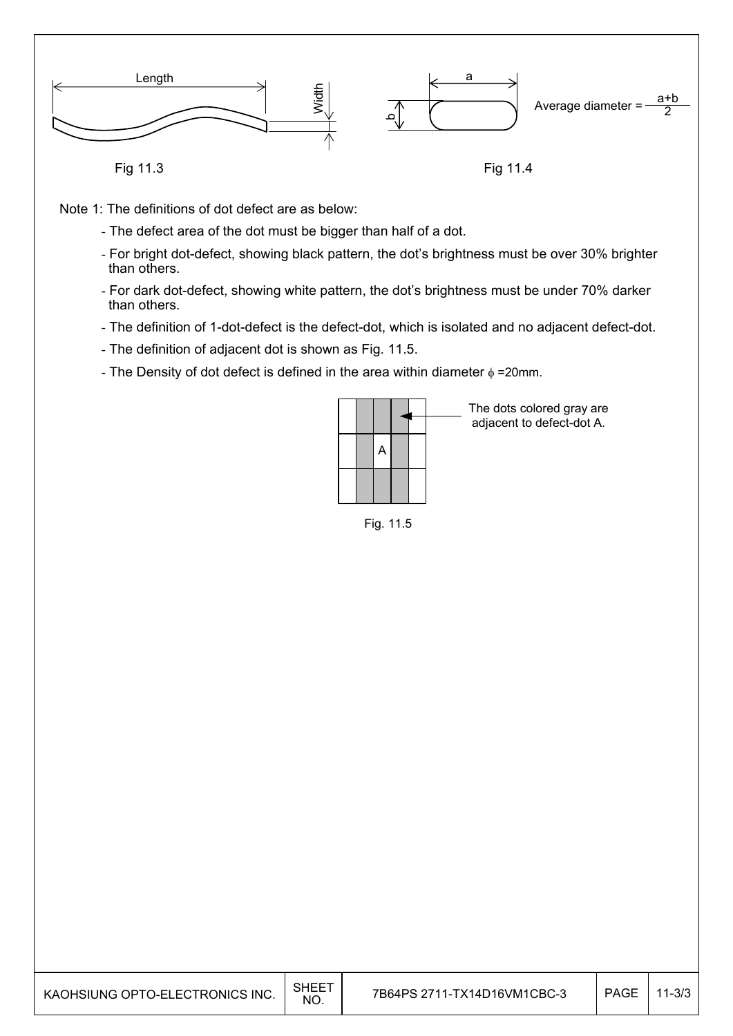Fig 11.3

Average diameter = $\frac{a+b}{2}$

Fig 11.4

Note 1: The definitions of dot defect are as below:

- The defect area of the dot must be bigger than half of a dot.
- For bright dot-defect, showing black pattern, the dot's brightness must be over 30% brighter than others.
- For dark dot-defect, showing white pattern, the dot's brightness must be under 70% darker than others.
- The definition of 1-dot-defect is the defect-dot, which is isolated and no adjacent defect-dot.
- The definition of adjacent dot is shown as Fig. 11.5.
- The Density of dot defect is defined in the area within diameter $\phi$ =20mm.

The dots colored gray are adjacent to defect-dot A.

Fig. 11.5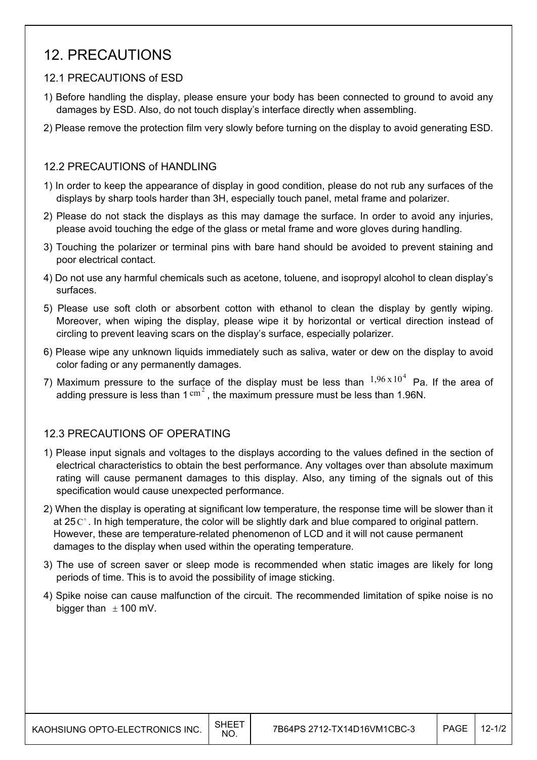# 12. PRECAUTIONS

## 12.1 PRECAUTIONS of ESD

1) Before handling the display, please ensure your body has been connected to ground to avoid any damages by ESD. Also, do not touch display's interface directly when assembling.

2) Please remove the protection film very slowly before turning on the display to avoid generating ESD.

## 12.2 PRECAUTIONS of HANDLING

1) In order to keep the appearance of display in good condition, please do not rub any surfaces of the displays by sharp tools harder than 3H, especially touch panel, metal frame and polarizer.

2) Please do not stack the displays as this may damage the surface. In order to avoid any injuries, please avoid touching the edge of the glass or metal frame and wore gloves during handling.

3) Touching the polarizer or terminal pins with bare hand should be avoided to prevent staining and poor electrical contact.

4) Do not use any harmful chemicals such as acetone, toluene, and isopropyl alcohol to clean display's surfaces.

5) Please use soft cloth or absorbent cotton with ethanol to clean the display by gently wiping. Moreover, when wiping the display, please wipe it by horizontal or vertical direction instead of circling to prevent leaving scars on the display's surface, especially polarizer.

6) Please wipe any unknown liquids immediately such as saliva, water or dew on the display to avoid color fading or any permanently damages.

7) Maximum pressure to the surface of the display must be less than $1,96 \times 10^4$ Pa. If the area of adding pressure is less than 1 $cm^2$, the maximum pressure must be less than 1.96N.

## 12.3 PRECAUTIONS OF OPERATING

1) Please input signals and voltages to the displays according to the values defined in the section of electrical characteristics to obtain the best performance. Any voltages over than absolute maximum rating will cause permanent damages to this display. Also, any timing of the signals out of this specification would cause unexpected performance.

2) When the display is operating at significant low temperature, the response time will be slower than it at 25 $C^\circ$. In high temperature, the color will be slightly dark and blue compared to original pattern. However, these are temperature-related phenomenon of LCD and it will not cause permanent damages to the display when used within the operating temperature.

3) The use of screen saver or sleep mode is recommended when static images are likely for long periods of time. This is to avoid the possibility of image sticking.

4) Spike noise can cause malfunction of the circuit. The recommended limitation of spike noise is no bigger than $\pm$ 100 mV.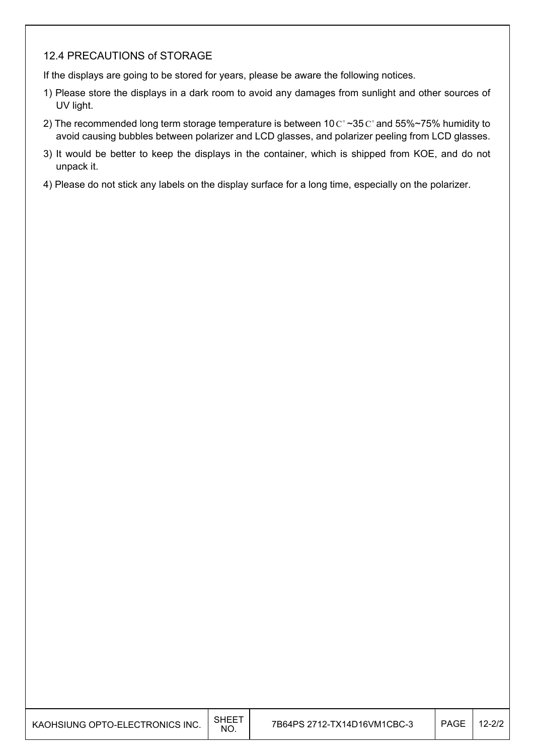### 12.4 PRECAUTIONS of STORAGE

If the displays are going to be stored for years, please be aware the following notices.

1) Please store the displays in a dark room to avoid any damages from sunlight and other sources of UV light.
2) The recommended long term storage temperature is between 10 C° ~35 C° and 55%~75% humidity to avoid causing bubbles between polarizer and LCD glasses, and polarizer peeling from LCD glasses.
3) It would be better to keep the displays in the container, which is shipped from KOE, and do not unpack it.
4) Please do not stick any labels on the display surface for a long time, especially on the polarizer.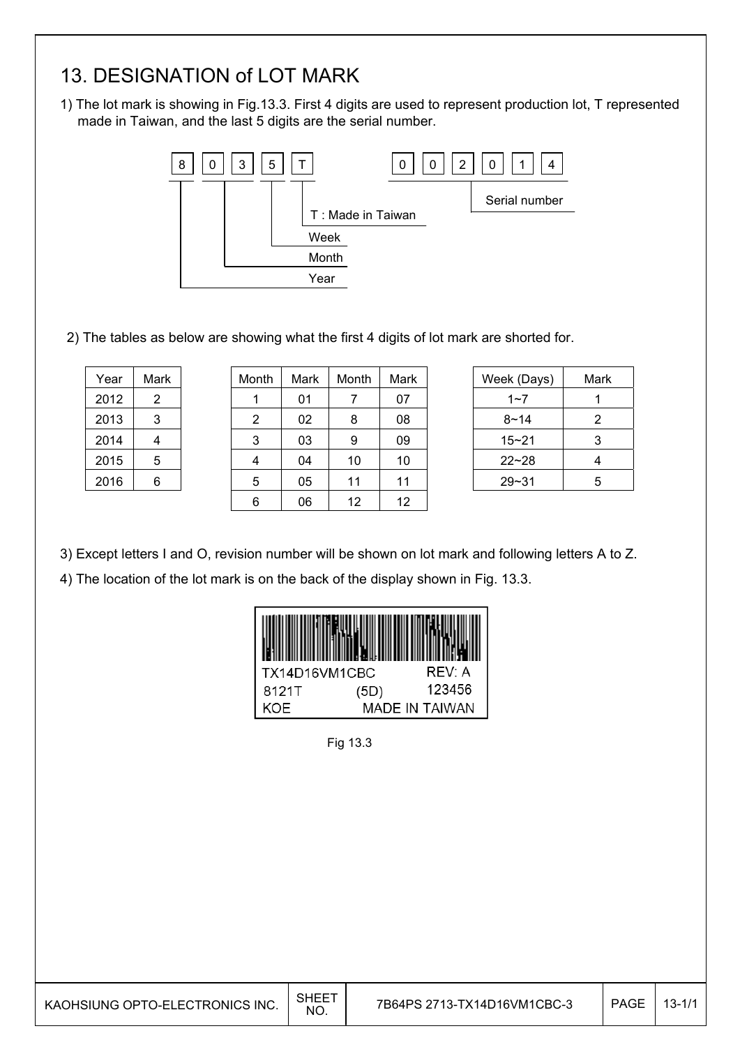# 13. DESIGNATION of LOT MARK

1) The lot mark is showing in Fig.13.3. First 4 digits are used to represent production lot, T represented made in Taiwan, and the last 5 digits are the serial number.

8 0 3 5 T　　0 0 2 0 1 4

Year
Month
Week
T : Made in Taiwan
Serial number

2) The tables as below are showing what the first 4 digits of lot mark are shorted for.

| Year | Mark |
|---|---|
| 2012 | 2 |
| 2013 | 3 |
| 2014 | 4 |
| 2015 | 5 |
| 2016 | 6 |

| Month | Mark | Month | Mark |
|---|---|---|---|
| 1 | 01 | 7 | 07 |
| 2 | 02 | 8 | 08 |
| 3 | 03 | 9 | 09 |
| 4 | 04 | 10 | 10 |
| 5 | 05 | 11 | 11 |
| 6 | 06 | 12 | 12 |

| Week (Days) | Mark |
|---|---|
| 1~7 | 1 |
| 8~14 | 2 |
| 15~21 | 3 |
| 22~28 | 4 |
| 29~31 | 5 |

3) Except letters I and O, revision number will be shown on lot mark and following letters A to Z.

4) The location of the lot mark is on the back of the display shown in Fig. 13.3.

TX14D16VM1CBC　REV: A
8121T　(5D)　123456
KOE　MADE IN TAIWAN

Fig 13.3